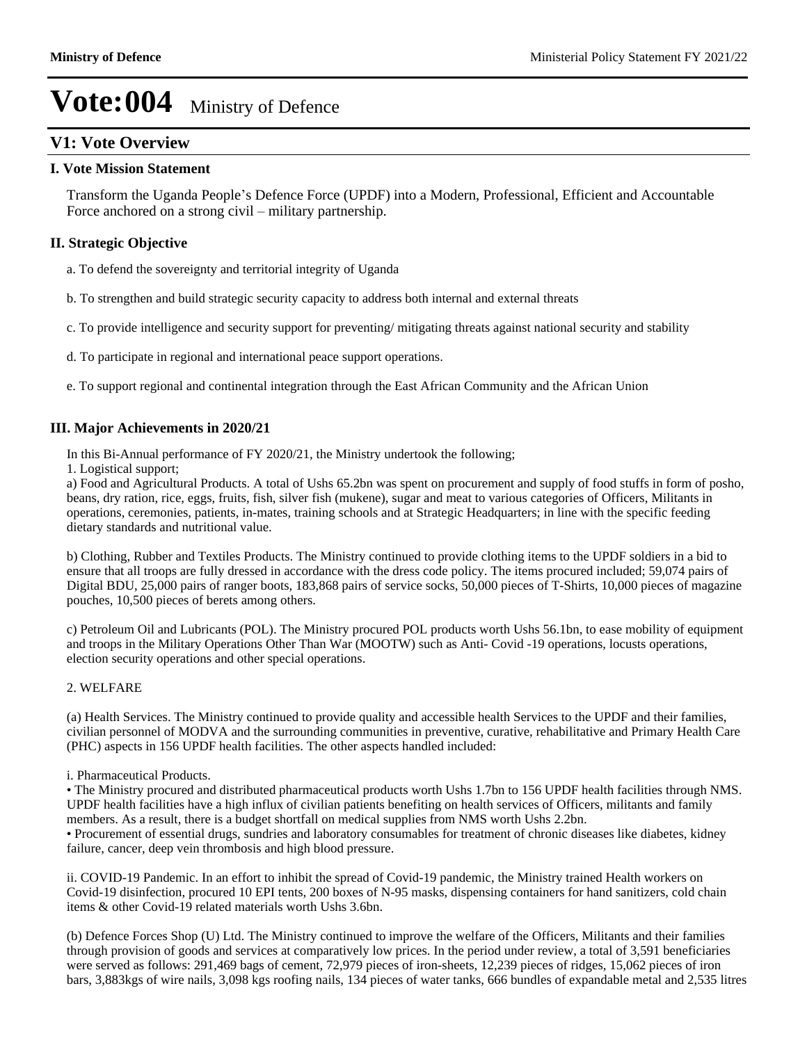# Vote:004 Ministry of Defence

## V1: Vote Overview

### I. Vote Mission Statement

Transform the Uganda People's Defence Force (UPDF) into a Modern, Professional, Efficient and Accountable Force anchored on a strong civil – military partnership.

### II. Strategic Objective

a. To defend the sovereignty and territorial integrity of Uganda

b. To strengthen and build strategic security capacity to address both internal and external threats

c. To provide intelligence and security support for preventing/ mitigating threats against national security and stability

d. To participate in regional and international peace support operations.

e. To support regional and continental integration through the East African Community and the African Union

### III. Major Achievements in 2020/21

In this Bi-Annual performance of FY 2020/21, the Ministry undertook the following;
1. Logistical support;
a) Food and Agricultural Products. A total of Ushs 65.2bn was spent on procurement and supply of food stuffs in form of posho, beans, dry ration, rice, eggs, fruits, fish, silver fish (mukene), sugar and meat to various categories of Officers, Militants in operations, ceremonies, patients, in-mates, training schools and at Strategic Headquarters; in line with the specific feeding dietary standards and nutritional value.

b) Clothing, Rubber and Textiles Products. The Ministry continued to provide clothing items to the UPDF soldiers in a bid to ensure that all troops are fully dressed in accordance with the dress code policy. The items procured included; 59,074 pairs of Digital BDU, 25,000 pairs of ranger boots, 183,868 pairs of service socks, 50,000 pieces of T-Shirts, 10,000 pieces of magazine pouches, 10,500 pieces of berets among others.

c) Petroleum Oil and Lubricants (POL). The Ministry procured POL products worth Ushs 56.1bn, to ease mobility of equipment and troops in the Military Operations Other Than War (MOOTW) such as Anti- Covid -19 operations, locusts operations, election security operations and other special operations.

2. WELFARE

(a) Health Services. The Ministry continued to provide quality and accessible health Services to the UPDF and their families, civilian personnel of MODVA and the surrounding communities in preventive, curative, rehabilitative and Primary Health Care (PHC) aspects in 156 UPDF health facilities. The other aspects handled included:

i. Pharmaceutical Products.
• The Ministry procured and distributed pharmaceutical products worth Ushs 1.7bn to 156 UPDF health facilities through NMS. UPDF health facilities have a high influx of civilian patients benefiting on health services of Officers, militants and family members. As a result, there is a budget shortfall on medical supplies from NMS worth Ushs 2.2bn.
• Procurement of essential drugs, sundries and laboratory consumables for treatment of chronic diseases like diabetes, kidney failure, cancer, deep vein thrombosis and high blood pressure.

ii. COVID-19 Pandemic. In an effort to inhibit the spread of Covid-19 pandemic, the Ministry trained Health workers on Covid-19 disinfection, procured 10 EPI tents, 200 boxes of N-95 masks, dispensing containers for hand sanitizers, cold chain items & other Covid-19 related materials worth Ushs 3.6bn.

(b) Defence Forces Shop (U) Ltd. The Ministry continued to improve the welfare of the Officers, Militants and their families through provision of goods and services at comparatively low prices. In the period under review, a total of 3,591 beneficiaries were served as follows: 291,469 bags of cement, 72,979 pieces of iron-sheets, 12,239 pieces of ridges, 15,062 pieces of iron bars, 3,883kgs of wire nails, 3,098 kgs roofing nails, 134 pieces of water tanks, 666 bundles of expandable metal and 2,535 litres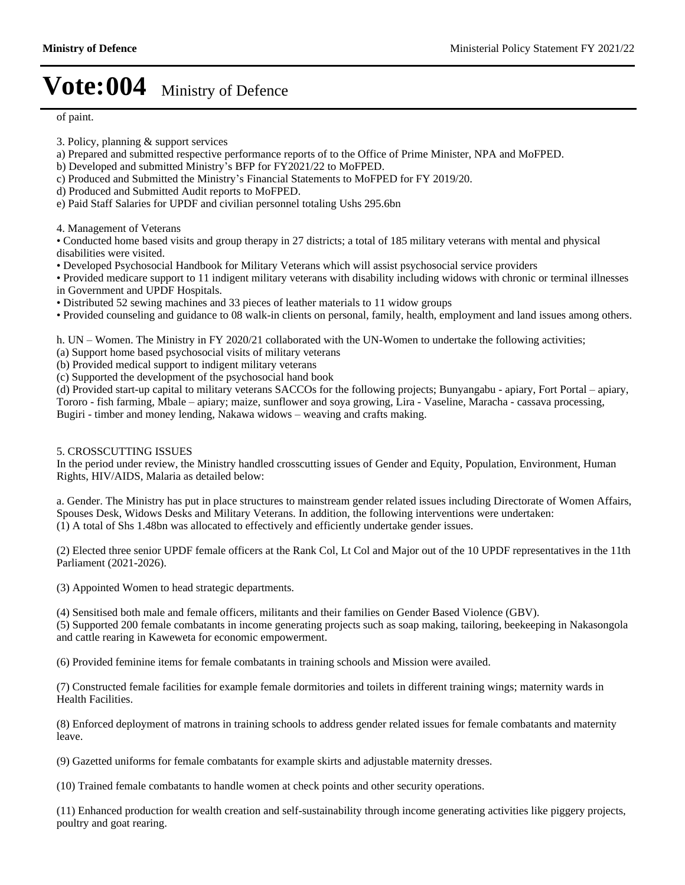of paint.

3. Policy, planning & support services
a) Prepared and submitted respective performance reports of to the Office of Prime Minister, NPA and MoFPED.
b) Developed and submitted Ministry's BFP for FY2021/22 to MoFPED.
c) Produced and Submitted the Ministry's Financial Statements to MoFPED for FY 2019/20.
d) Produced and Submitted Audit reports to MoFPED.
e) Paid Staff Salaries for UPDF and civilian personnel totaling Ushs 295.6bn

4. Management of Veterans
• Conducted home based visits and group therapy in 27 districts; a total of 185 military veterans with mental and physical disabilities were visited.
• Developed Psychosocial Handbook for Military Veterans which will assist psychosocial service providers
• Provided medicare support to 11 indigent military veterans with disability including widows with chronic or terminal illnesses in Government and UPDF Hospitals.
• Distributed 52 sewing machines and 33 pieces of leather materials to 11 widow groups
• Provided counseling and guidance to 08 walk-in clients on personal, family, health, employment and land issues among others.

h. UN – Women. The Ministry in FY 2020/21 collaborated with the UN-Women to undertake the following activities;
(a) Support home based psychosocial visits of military veterans
(b) Provided medical support to indigent military veterans
(c) Supported the development of the psychosocial hand book
(d) Provided start-up capital to military veterans SACCOs for the following projects; Bunyangabu - apiary, Fort Portal – apiary, Tororo - fish farming, Mbale – apiary; maize, sunflower and soya growing, Lira - Vaseline, Maracha - cassava processing, Bugiri - timber and money lending, Nakawa widows – weaving and crafts making.

5. CROSSCUTTING ISSUES
In the period under review, the Ministry handled crosscutting issues of Gender and Equity, Population, Environment, Human Rights, HIV/AIDS, Malaria as detailed below:

a. Gender. The Ministry has put in place structures to mainstream gender related issues including Directorate of Women Affairs, Spouses Desk, Widows Desks and Military Veterans. In addition, the following interventions were undertaken:
(1) A total of Shs 1.48bn was allocated to effectively and efficiently undertake gender issues.

(2) Elected three senior UPDF female officers at the Rank Col, Lt Col and Major out of the 10 UPDF representatives in the 11th Parliament (2021-2026).

(3) Appointed Women to head strategic departments.

(4) Sensitised both male and female officers, militants and their families on Gender Based Violence (GBV).
(5) Supported 200 female combatants in income generating projects such as soap making, tailoring, beekeeping in Nakasongola and cattle rearing in Kaweweta for economic empowerment.

(6) Provided feminine items for female combatants in training schools and Mission were availed.

(7) Constructed female facilities for example female dormitories and toilets in different training wings; maternity wards in Health Facilities.

(8) Enforced deployment of matrons in training schools to address gender related issues for female combatants and maternity leave.

(9) Gazetted uniforms for female combatants for example skirts and adjustable maternity dresses.

(10) Trained female combatants to handle women at check points and other security operations.

(11) Enhanced production for wealth creation and self-sustainability through income generating activities like piggery projects, poultry and goat rearing.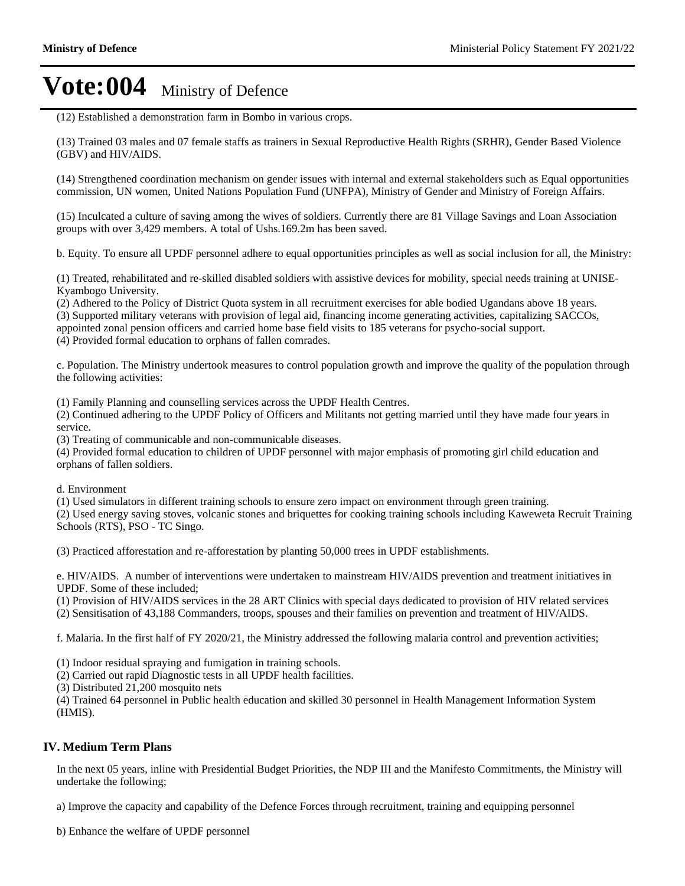# Vote:004 Ministry of Defence

(12) Established a demonstration farm in Bombo in various crops.

(13) Trained 03 males and 07 female staffs as trainers in Sexual Reproductive Health Rights (SRHR), Gender Based Violence (GBV) and HIV/AIDS.

(14) Strengthened coordination mechanism on gender issues with internal and external stakeholders such as Equal opportunities commission, UN women, United Nations Population Fund (UNFPA), Ministry of Gender and Ministry of Foreign Affairs.

(15) Inculcated a culture of saving among the wives of soldiers. Currently there are 81 Village Savings and Loan Association groups with over 3,429 members. A total of Ushs.169.2m has been saved.

b. Equity. To ensure all UPDF personnel adhere to equal opportunities principles as well as social inclusion for all, the Ministry:

(1) Treated, rehabilitated and re-skilled disabled soldiers with assistive devices for mobility, special needs training at UNISE-Kyambogo University.
(2) Adhered to the Policy of District Quota system in all recruitment exercises for able bodied Ugandans above 18 years.
(3) Supported military veterans with provision of legal aid, financing income generating activities, capitalizing SACCOs, appointed zonal pension officers and carried home base field visits to 185 veterans for psycho-social support.
(4) Provided formal education to orphans of fallen comrades.

c. Population. The Ministry undertook measures to control population growth and improve the quality of the population through the following activities:

(1) Family Planning and counselling services across the UPDF Health Centres.
(2) Continued adhering to the UPDF Policy of Officers and Militants not getting married until they have made four years in service.
(3) Treating of communicable and non-communicable diseases.
(4) Provided formal education to children of UPDF personnel with major emphasis of promoting girl child education and orphans of fallen soldiers.

d. Environment
(1) Used simulators in different training schools to ensure zero impact on environment through green training.
(2) Used energy saving stoves, volcanic stones and briquettes for cooking training schools including Kaweweta Recruit Training Schools (RTS), PSO - TC Singo.

(3) Practiced afforestation and re-afforestation by planting 50,000 trees in UPDF establishments.

e. HIV/AIDS. A number of interventions were undertaken to mainstream HIV/AIDS prevention and treatment initiatives in UPDF. Some of these included;
(1) Provision of HIV/AIDS services in the 28 ART Clinics with special days dedicated to provision of HIV related services
(2) Sensitisation of 43,188 Commanders, troops, spouses and their families on prevention and treatment of HIV/AIDS.

f. Malaria. In the first half of FY 2020/21, the Ministry addressed the following malaria control and prevention activities;

(1) Indoor residual spraying and fumigation in training schools.
(2) Carried out rapid Diagnostic tests in all UPDF health facilities.
(3) Distributed 21,200 mosquito nets
(4) Trained 64 personnel in Public health education and skilled 30 personnel in Health Management Information System (HMIS).

## IV. Medium Term Plans

In the next 05 years, inline with Presidential Budget Priorities, the NDP III and the Manifesto Commitments, the Ministry will undertake the following;

a) Improve the capacity and capability of the Defence Forces through recruitment, training and equipping personnel

b) Enhance the welfare of UPDF personnel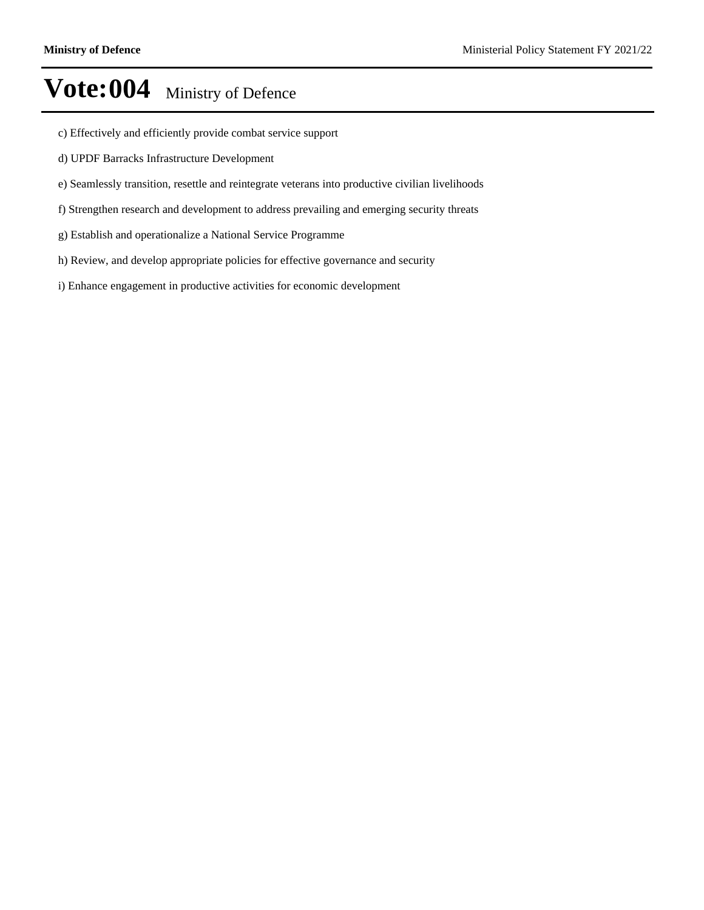c) Effectively and efficiently provide combat service support

d) UPDF Barracks Infrastructure Development

e) Seamlessly transition, resettle and reintegrate veterans into productive civilian livelihoods

f) Strengthen research and development to address prevailing and emerging security threats

g) Establish and operationalize a National Service Programme

h) Review, and develop appropriate policies for effective governance and security

i) Enhance engagement in productive activities for economic development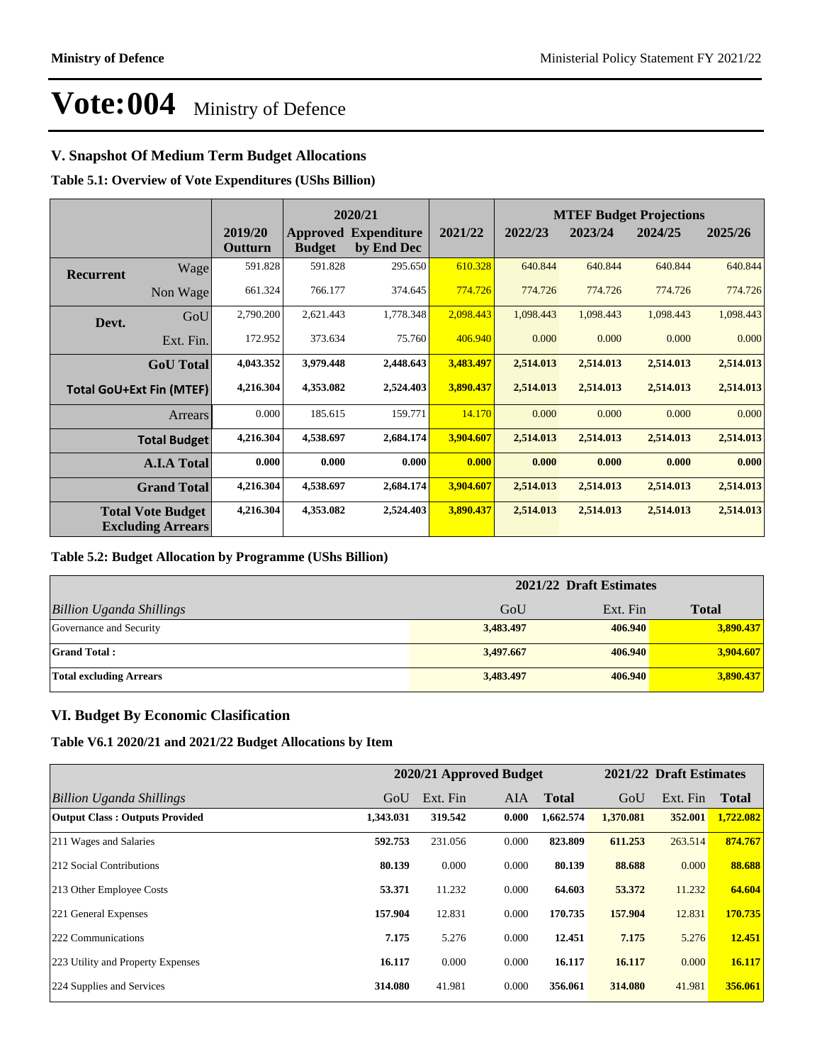# Vote:004 Ministry of Defence

## V. Snapshot Of Medium Term Budget Allocations

**Table 5.1: Overview of Vote Expenditures (UShs Billion)**

| | | | 2020/21 | | | MTEF Budget Projections | | | |
|---|---|---|---|---|---|---|---|---|---|
| | | 2019/20 Outturn | Approved Budget | Expenditure by End Dec | 2021/22 | 2022/23 | 2023/24 | 2024/25 | 2025/26 |
| Recurrent | Wage | 591.828 | 591.828 | 295.650 | 610.328 | 640.844 | 640.844 | 640.844 | 640.844 |
| | Non Wage | 661.324 | 766.177 | 374.645 | 774.726 | 774.726 | 774.726 | 774.726 | 774.726 |
| Devt. | GoU | 2,790.200 | 2,621.443 | 1,778.348 | 2,098.443 | 1,098.443 | 1,098.443 | 1,098.443 | 1,098.443 |
| | Ext. Fin. | 172.952 | 373.634 | 75.760 | 406.940 | 0.000 | 0.000 | 0.000 | 0.000 |
| | **GoU Total** | **4,043.352** | **3,979.448** | **2,448.643** | **3,483.497** | **2,514.013** | **2,514.013** | **2,514.013** | **2,514.013** |
| **Total GoU+Ext Fin (MTEF)** | | **4,216.304** | **4,353.082** | **2,524.403** | **3,890.437** | **2,514.013** | **2,514.013** | **2,514.013** | **2,514.013** |
| | Arrears | 0.000 | 185.615 | 159.771 | 14.170 | 0.000 | 0.000 | 0.000 | 0.000 |
| | **Total Budget** | **4,216.304** | **4,538.697** | **2,684.174** | **3,904.607** | **2,514.013** | **2,514.013** | **2,514.013** | **2,514.013** |
| | **A.I.A Total** | **0.000** | **0.000** | **0.000** | **0.000** | **0.000** | **0.000** | **0.000** | **0.000** |
| | **Grand Total** | **4,216.304** | **4,538.697** | **2,684.174** | **3,904.607** | **2,514.013** | **2,514.013** | **2,514.013** | **2,514.013** |
| **Total Vote Budget Excluding Arrears** | | **4,216.304** | **4,353.082** | **2,524.403** | **3,890.437** | **2,514.013** | **2,514.013** | **2,514.013** | **2,514.013** |

**Table 5.2: Budget Allocation by Programme (UShs Billion)**

| | 2021/22 Draft Estimates | | |
|---|---|---|---|
| *Billion Uganda Shillings* | GoU | Ext. Fin | **Total** |
| Governance and Security | **3,483.497** | **406.940** | **3,890.437** |
| **Grand Total :** | **3,497.667** | **406.940** | **3,904.607** |
| **Total excluding Arrears** | **3,483.497** | **406.940** | **3,890.437** |

## VI. Budget By Economic Clasification

**Table V6.1 2020/21 and 2021/22 Budget Allocations by Item**

| | 2020/21 Approved Budget | | | | 2021/22 Draft Estimates | | |
|---|---|---|---|---|---|---|---|
| *Billion Uganda Shillings* | GoU | Ext. Fin | AIA | **Total** | GoU | Ext. Fin | **Total** |
| **Output Class : Outputs Provided** | **1,343.031** | **319.542** | **0.000** | **1,662.574** | **1,370.081** | **352.001** | **1,722.082** |
| 211 Wages and Salaries | **592.753** | 231.056 | 0.000 | **823.809** | **611.253** | 263.514 | **874.767** |
| 212 Social Contributions | **80.139** | 0.000 | 0.000 | **80.139** | **88.688** | 0.000 | **88.688** |
| 213 Other Employee Costs | **53.371** | 11.232 | 0.000 | **64.603** | **53.372** | 11.232 | **64.604** |
| 221 General Expenses | **157.904** | 12.831 | 0.000 | **170.735** | **157.904** | 12.831 | **170.735** |
| 222 Communications | **7.175** | 5.276 | 0.000 | **12.451** | **7.175** | 5.276 | **12.451** |
| 223 Utility and Property Expenses | **16.117** | 0.000 | 0.000 | **16.117** | **16.117** | 0.000 | **16.117** |
| 224 Supplies and Services | **314.080** | 41.981 | 0.000 | **356.061** | **314.080** | 41.981 | **356.061** |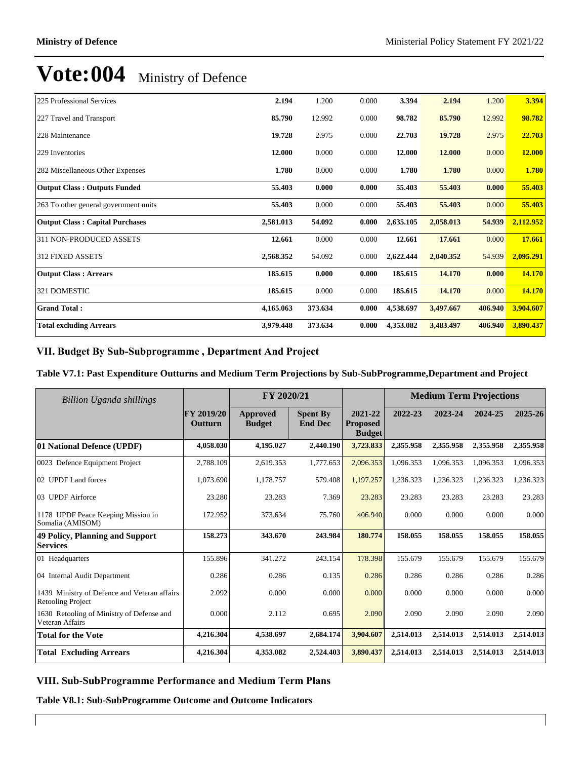# Vote:004 Ministry of Defence

| | | | | | | | |
|---|---|---|---|---|---|---|---|
| 225 Professional Services | **2.194** | 1.200 | 0.000 | **3.394** | **2.194** | 1.200 | **3.394** |
| 227 Travel and Transport | **85.790** | 12.992 | 0.000 | **98.782** | **85.790** | 12.992 | **98.782** |
| 228 Maintenance | **19.728** | 2.975 | 0.000 | **22.703** | **19.728** | 2.975 | **22.703** |
| 229 Inventories | **12.000** | 0.000 | 0.000 | **12.000** | **12.000** | 0.000 | **12.000** |
| 282 Miscellaneous Other Expenses | **1.780** | 0.000 | 0.000 | **1.780** | **1.780** | 0.000 | **1.780** |
| **Output Class : Outputs Funded** | **55.403** | **0.000** | **0.000** | **55.403** | **55.403** | **0.000** | **55.403** |
| 263 To other general government units | **55.403** | 0.000 | 0.000 | **55.403** | **55.403** | 0.000 | **55.403** |
| **Output Class : Capital Purchases** | **2,581.013** | **54.092** | **0.000** | **2,635.105** | **2,058.013** | **54.939** | **2,112.952** |
| 311 NON-PRODUCED ASSETS | **12.661** | 0.000 | 0.000 | **12.661** | **17.661** | 0.000 | **17.661** |
| 312 FIXED ASSETS | **2,568.352** | 54.092 | 0.000 | **2,622.444** | **2,040.352** | 54.939 | **2,095.291** |
| **Output Class : Arrears** | **185.615** | **0.000** | **0.000** | **185.615** | **14.170** | **0.000** | **14.170** |
| 321 DOMESTIC | **185.615** | 0.000 | 0.000 | **185.615** | **14.170** | 0.000 | **14.170** |
| **Grand Total :** | **4,165.063** | **373.634** | **0.000** | **4,538.697** | **3,497.667** | **406.940** | **3,904.607** |
| **Total excluding Arrears** | **3,979.448** | **373.634** | **0.000** | **4,353.082** | **3,483.497** | **406.940** | **3,890.437** |

## VII. Budget By Sub-Subprogramme , Department And Project

### Table V7.1: Past Expenditure Outturns and Medium Term Projections by Sub-SubProgramme,Department and Project

| *Billion Uganda shillings* | | FY 2020/21 | | | Medium Term Projections | | | |
|---|---|---|---|---|---|---|---|---|
| | **FY 2019/20 Outturn** | **Approved Budget** | **Spent By End Dec** | **2021-22 Proposed Budget** | **2022-23** | **2023-24** | **2024-25** | **2025-26** |
| **01 National Defence (UPDF)** | **4,058.030** | **4,195.027** | **2,440.190** | **3,723.833** | **2,355.958** | **2,355.958** | **2,355.958** | **2,355.958** |
| 0023 Defence Equipment Project | 2,788.109 | 2,619.353 | 1,777.653 | 2,096.353 | 1,096.353 | 1,096.353 | 1,096.353 | 1,096.353 |
| 02 UPDF Land forces | 1,073.690 | 1,178.757 | 579.408 | 1,197.257 | 1,236.323 | 1,236.323 | 1,236.323 | 1,236.323 |
| 03 UPDF Airforce | 23.280 | 23.283 | 7.369 | 23.283 | 23.283 | 23.283 | 23.283 | 23.283 |
| 1178 UPDF Peace Keeping Mission in Somalia (AMISOM) | 172.952 | 373.634 | 75.760 | 406.940 | 0.000 | 0.000 | 0.000 | 0.000 |
| **49 Policy, Planning and Support Services** | **158.273** | **343.670** | **243.984** | **180.774** | **158.055** | **158.055** | **158.055** | **158.055** |
| 01 Headquarters | 155.896 | 341.272 | 243.154 | 178.398 | 155.679 | 155.679 | 155.679 | 155.679 |
| 04 Internal Audit Department | 0.286 | 0.286 | 0.135 | 0.286 | 0.286 | 0.286 | 0.286 | 0.286 |
| 1439 Ministry of Defence and Veteran affairs Retooling Project | 2.092 | 0.000 | 0.000 | 0.000 | 0.000 | 0.000 | 0.000 | 0.000 |
| 1630 Retooling of Ministry of Defense and Veteran Affairs | 0.000 | 2.112 | 0.695 | 2.090 | 2.090 | 2.090 | 2.090 | 2.090 |
| **Total for the Vote** | **4,216.304** | **4,538.697** | **2,684.174** | **3,904.607** | **2,514.013** | **2,514.013** | **2,514.013** | **2,514.013** |
| **Total Excluding Arrears** | **4,216.304** | **4,353.082** | **2,524.403** | **3,890.437** | **2,514.013** | **2,514.013** | **2,514.013** | **2,514.013** |

## VIII. Sub-SubProgramme Performance and Medium Term Plans

### Table V8.1: Sub-SubProgramme Outcome and Outcome Indicators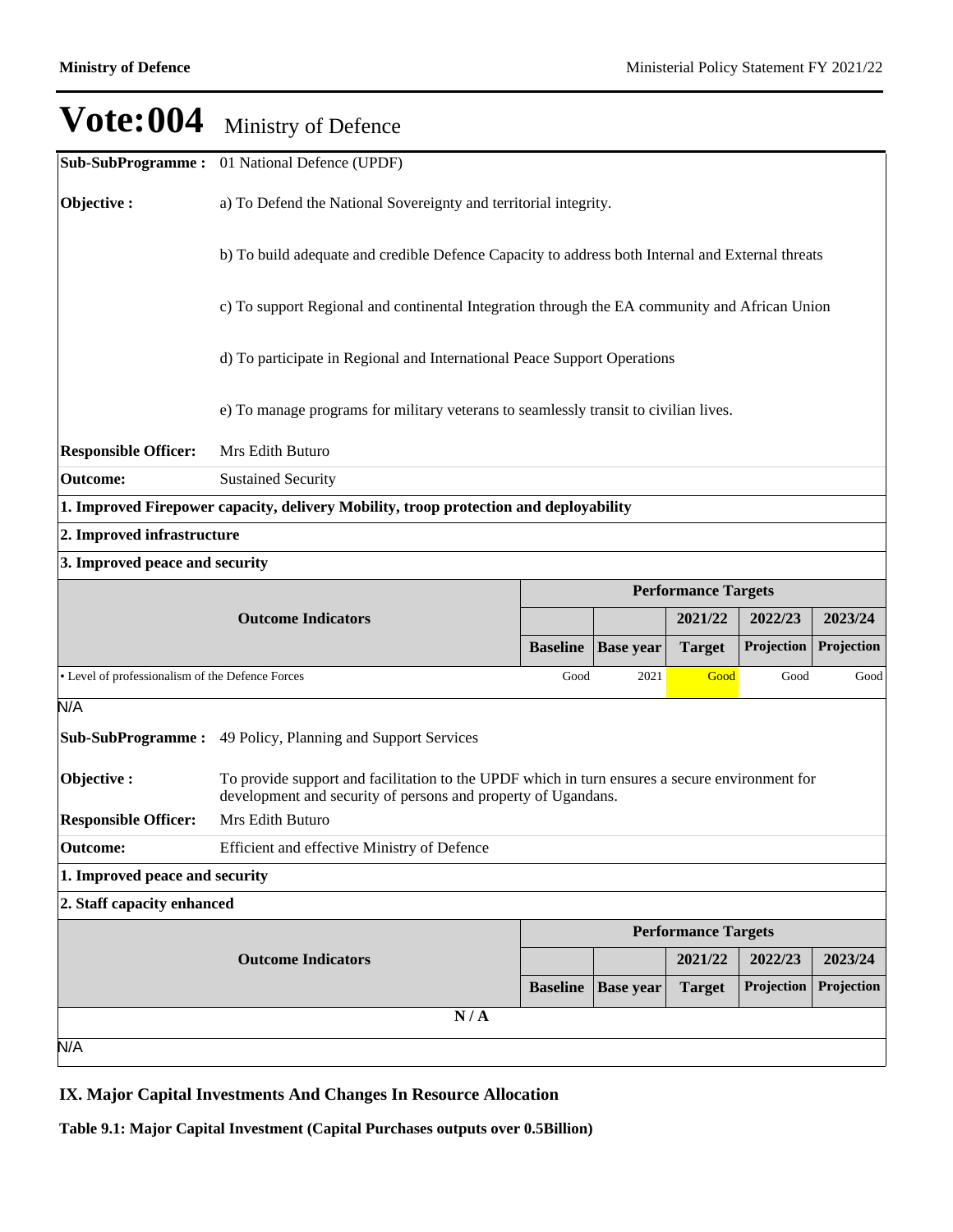# Vote:004 Ministry of Defence

**Sub-SubProgramme :** 01 National Defence (UPDF)

**Objective :**

a) To Defend the National Sovereignty and territorial integrity.

b) To build adequate and credible Defence Capacity to address both Internal and External threats

c) To support Regional and continental Integration through the EA community and African Union

d) To participate in Regional and International Peace Support Operations

e) To manage programs for military veterans to seamlessly transit to civilian lives.

**Responsible Officer:** Mrs Edith Buturo

**Outcome:** Sustained Security

**1. Improved Firepower capacity, delivery Mobility, troop protection and deployability**

**2. Improved infrastructure**

**3. Improved peace and security**

| Outcome Indicators | Performance Targets | | | | |
|---|---|---|---|---|---|
| | | | 2021/22 | 2022/23 | 2023/24 |
| | Baseline | Base year | Target | Projection | Projection |
| • Level of professionalism of the Defence Forces | Good | 2021 | Good | Good | Good |

N/A

**Sub-SubProgramme :** 49 Policy, Planning and Support Services

**Objective :** To provide support and facilitation to the UPDF which in turn ensures a secure environment for development and security of persons and property of Ugandans.

**Responsible Officer:** Mrs Edith Buturo

**Outcome:** Efficient and effective Ministry of Defence

**1. Improved peace and security**

**2. Staff capacity enhanced**

| Outcome Indicators | Performance Targets | | | | |
|---|---|---|---|---|---|
| | | | 2021/22 | 2022/23 | 2023/24 |
| | Baseline | Base year | Target | Projection | Projection |
| N / A | | | | | |

N/A

## IX. Major Capital Investments And Changes In Resource Allocation

**Table 9.1: Major Capital Investment (Capital Purchases outputs over 0.5Billion)**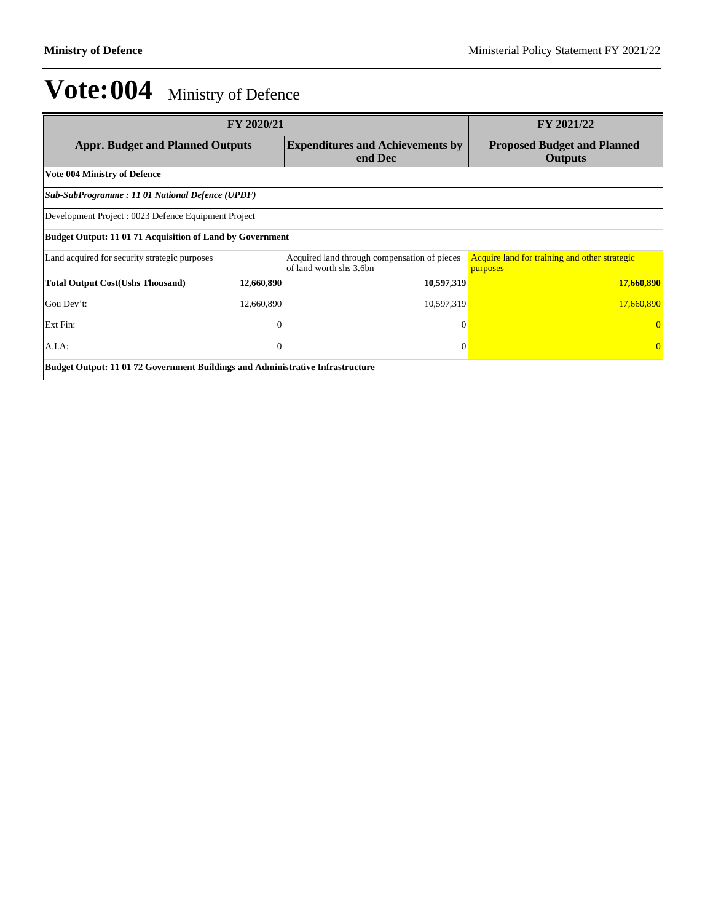# Vote:004 Ministry of Defence

| FY 2020/21 | | | FY 2021/22 |
|---|---|---|---|
| **Appr. Budget and Planned Outputs** | | **Expenditures and Achievements by end Dec** | **Proposed Budget and Planned Outputs** |
| **Vote 004 Ministry of Defence** | | | |
| ***Sub-SubProgramme : 11 01 National Defence (UPDF)*** | | | |
| Development Project : 0023 Defence Equipment Project | | | |
| **Budget Output: 11 01 71 Acquisition of Land by Government** | | | |
| Land acquired for security strategic purposes | | Acquired land through compensation of pieces of land worth shs 3.6bn | Acquire land for training and other strategic purposes |
| **Total Output Cost(Ushs Thousand)** | **12,660,890** | **10,597,319** | **17,660,890** |
| Gou Dev't: | 12,660,890 | 10,597,319 | 17,660,890 |
| Ext Fin: | 0 | 0 | 0 |
| A.I.A: | 0 | 0 | 0 |
| **Budget Output: 11 01 72 Government Buildings and Administrative Infrastructure** | | | |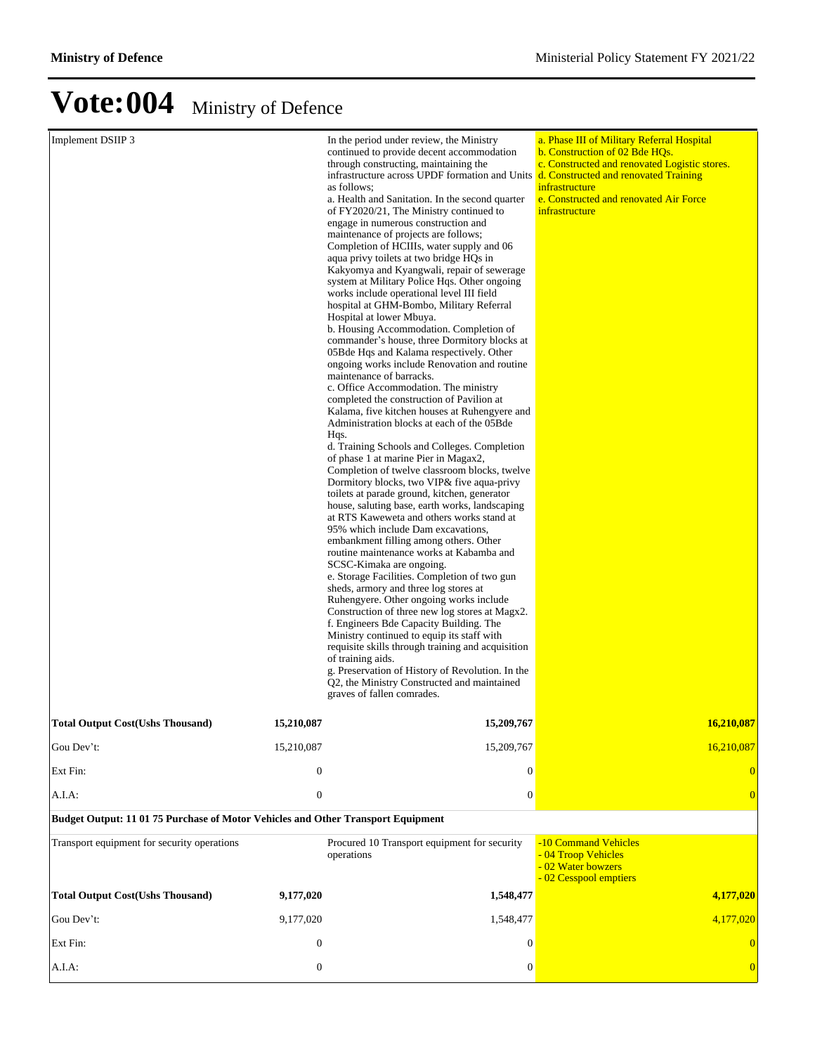# Vote:004 Ministry of Defence

| | | | |
|---|---|---|---|
| Implement DSIIP 3 | | In the period under review, the Ministry continued to provide decent accommodation through constructing, maintaining the infrastructure across UPDF formation and Units as follows;<br>a. Health and Sanitation. In the second quarter of FY2020/21, The Ministry continued to engage in numerous construction and maintenance of projects are follows; Completion of HCIIIs, water supply and 06 aqua privy toilets at two bridge HQs in Kakyomya and Kyangwali, repair of sewerage system at Military Police Hqs. Other ongoing works include operational level III field hospital at GHM-Bombo, Military Referral Hospital at lower Mbuya.<br>b. Housing Accommodation. Completion of commander's house, three Dormitory blocks at 05Bde Hqs and Kalama respectively. Other ongoing works include Renovation and routine maintenance of barracks.<br>c. Office Accommodation. The ministry completed the construction of Pavilion at Kalama, five kitchen houses at Ruhengyere and Administration blocks at each of the 05Bde Hqs.<br>d. Training Schools and Colleges. Completion of phase 1 at marine Pier in Magax2, Completion of twelve classroom blocks, twelve Dormitory blocks, two VIP& five aqua-privy toilets at parade ground, kitchen, generator house, saluting base, earth works, landscaping at RTS Kaweweta and others works stand at 95% which include Dam excavations, embankment filling among others. Other routine maintenance works at Kabamba and SCSC-Kimaka are ongoing.<br>e. Storage Facilities. Completion of two gun sheds, armory and three log stores at Ruhengyere. Other ongoing works include Construction of three new log stores at Magx2.<br>f. Engineers Bde Capacity Building. The Ministry continued to equip its staff with requisite skills through training and acquisition of training aids.<br>g. Preservation of History of Revolution. In the Q2, the Ministry Constructed and maintained graves of fallen comrades. | a. Phase III of Military Referral Hospital<br>b. Construction of 02 Bde HQs.<br>c. Constructed and renovated Logistic stores.<br>d. Constructed and renovated Training infrastructure<br>e. Constructed and renovated Air Force infrastructure |
| **Total Output Cost(Ushs Thousand)** | **15,210,087** | **15,209,767** | **16,210,087** |
| Gou Dev't: | 15,210,087 | 15,209,767 | 16,210,087 |
| Ext Fin: | 0 | 0 | 0 |
| A.I.A: | 0 | 0 | 0 |
| **Budget Output: 11 01 75 Purchase of Motor Vehicles and Other Transport Equipment** | | | |
| Transport equipment for security operations | | Procured 10 Transport equipment for security operations | -10 Command Vehicles<br>- 04 Troop Vehicles<br>- 02 Water bowzers<br>- 02 Cesspool emptiers |
| **Total Output Cost(Ushs Thousand)** | **9,177,020** | **1,548,477** | **4,177,020** |
| Gou Dev't: | 9,177,020 | 1,548,477 | 4,177,020 |
| Ext Fin: | 0 | 0 | 0 |
| A.I.A: | 0 | 0 | 0 |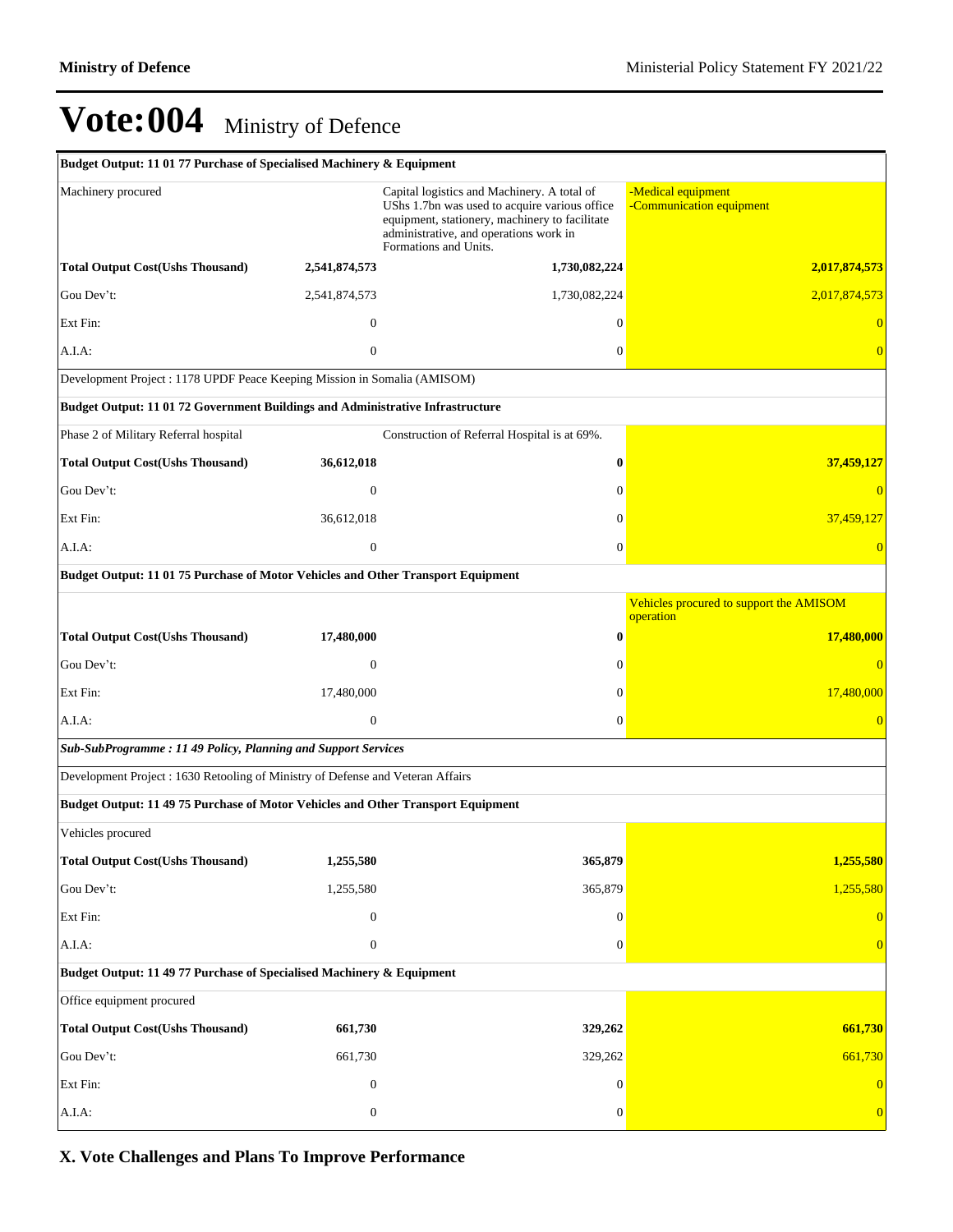# Vote:004 Ministry of Defence

| Budget Output: 11 01 77 Purchase of Specialised Machinery & Equipment | | | |
|---|---|---|---|
| Machinery procured | | Capital logistics and Machinery. A total of UShs 1.7bn was used to acquire various office equipment, stationery, machinery to facilitate administrative, and operations work in Formations and Units. | -Medical equipment<br>-Communication equipment |
| **Total Output Cost(Ushs Thousand)** | **2,541,874,573** | **1,730,082,224** | **2,017,874,573** |
| Gou Dev't: | 2,541,874,573 | 1,730,082,224 | 2,017,874,573 |
| Ext Fin: | 0 | 0 | 0 |
| A.I.A: | 0 | 0 | 0 |
| Development Project : 1178 UPDF Peace Keeping Mission in Somalia (AMISOM) | | | |
| **Budget Output: 11 01 72 Government Buildings and Administrative Infrastructure** | | | |
| Phase 2 of Military Referral hospital | | Construction of Referral Hospital is at 69%. | |
| **Total Output Cost(Ushs Thousand)** | **36,612,018** | **0** | **37,459,127** |
| Gou Dev't: | 0 | 0 | 0 |
| Ext Fin: | 36,612,018 | 0 | 37,459,127 |
| A.I.A: | 0 | 0 | 0 |
| **Budget Output: 11 01 75 Purchase of Motor Vehicles and Other Transport Equipment** | | | |
| | | | Vehicles procured to support the AMISOM operation |
| **Total Output Cost(Ushs Thousand)** | **17,480,000** | **0** | **17,480,000** |
| Gou Dev't: | 0 | 0 | 0 |
| Ext Fin: | 17,480,000 | 0 | 17,480,000 |
| A.I.A: | 0 | 0 | 0 |
| ***Sub-SubProgramme : 11 49 Policy, Planning and Support Services*** | | | |
| Development Project : 1630 Retooling of Ministry of Defense and Veteran Affairs | | | |
| **Budget Output: 11 49 75 Purchase of Motor Vehicles and Other Transport Equipment** | | | |
| Vehicles procured | | | |
| **Total Output Cost(Ushs Thousand)** | **1,255,580** | **365,879** | **1,255,580** |
| Gou Dev't: | 1,255,580 | 365,879 | 1,255,580 |
| Ext Fin: | 0 | 0 | 0 |
| A.I.A: | 0 | 0 | 0 |
| **Budget Output: 11 49 77 Purchase of Specialised Machinery & Equipment** | | | |
| Office equipment procured | | | |
| **Total Output Cost(Ushs Thousand)** | **661,730** | **329,262** | **661,730** |
| Gou Dev't: | 661,730 | 329,262 | 661,730 |
| Ext Fin: | 0 | 0 | 0 |
| A.I.A: | 0 | 0 | 0 |

## X. Vote Challenges and Plans To Improve Performance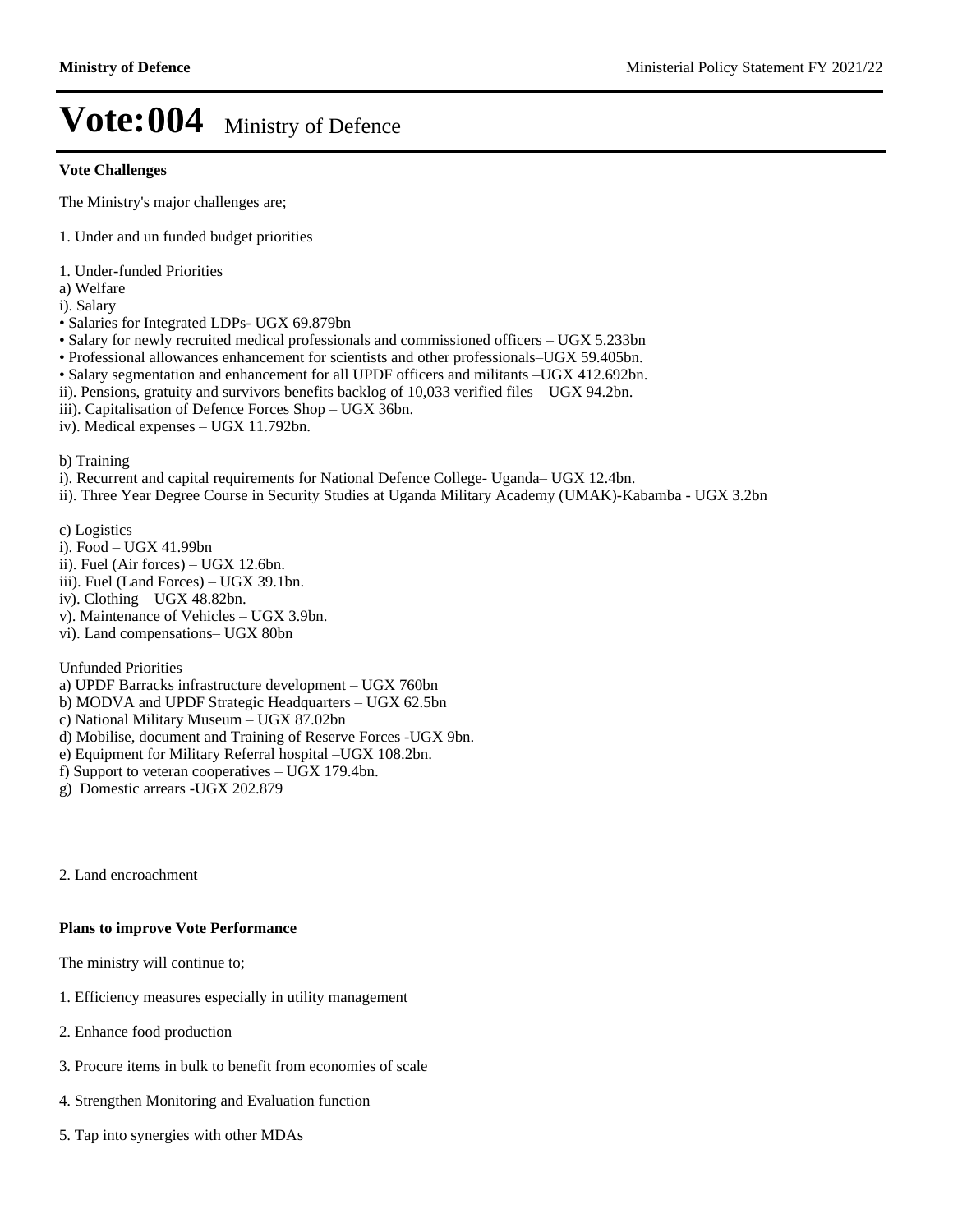# Vote:004 Ministry of Defence

**Vote Challenges**

The Ministry's major challenges are;

1. Under and un funded budget priorities

1. Under-funded Priorities
a) Welfare
i). Salary
• Salaries for Integrated LDPs- UGX 69.879bn
• Salary for newly recruited medical professionals and commissioned officers – UGX 5.233bn
• Professional allowances enhancement for scientists and other professionals–UGX 59.405bn.
• Salary segmentation and enhancement for all UPDF officers and militants –UGX 412.692bn.
ii). Pensions, gratuity and survivors benefits backlog of 10,033 verified files – UGX 94.2bn.
iii). Capitalisation of Defence Forces Shop – UGX 36bn.
iv). Medical expenses – UGX 11.792bn.

b) Training
i). Recurrent and capital requirements for National Defence College- Uganda– UGX 12.4bn.
ii). Three Year Degree Course in Security Studies at Uganda Military Academy (UMAK)-Kabamba - UGX 3.2bn

c) Logistics
i). Food – UGX 41.99bn
ii). Fuel (Air forces) – UGX 12.6bn.
iii). Fuel (Land Forces) – UGX 39.1bn.
iv). Clothing – UGX 48.82bn.
v). Maintenance of Vehicles – UGX 3.9bn.
vi). Land compensations– UGX 80bn

Unfunded Priorities
a) UPDF Barracks infrastructure development – UGX 760bn
b) MODVA and UPDF Strategic Headquarters – UGX 62.5bn
c) National Military Museum – UGX 87.02bn
d) Mobilise, document and Training of Reserve Forces -UGX 9bn.
e) Equipment for Military Referral hospital –UGX 108.2bn.
f) Support to veteran cooperatives – UGX 179.4bn.
g) Domestic arrears -UGX 202.879

2. Land encroachment

**Plans to improve Vote Performance**

The ministry will continue to;

1. Efficiency measures especially in utility management

2. Enhance food production

3. Procure items in bulk to benefit from economies of scale

4. Strengthen Monitoring and Evaluation function

5. Tap into synergies with other MDAs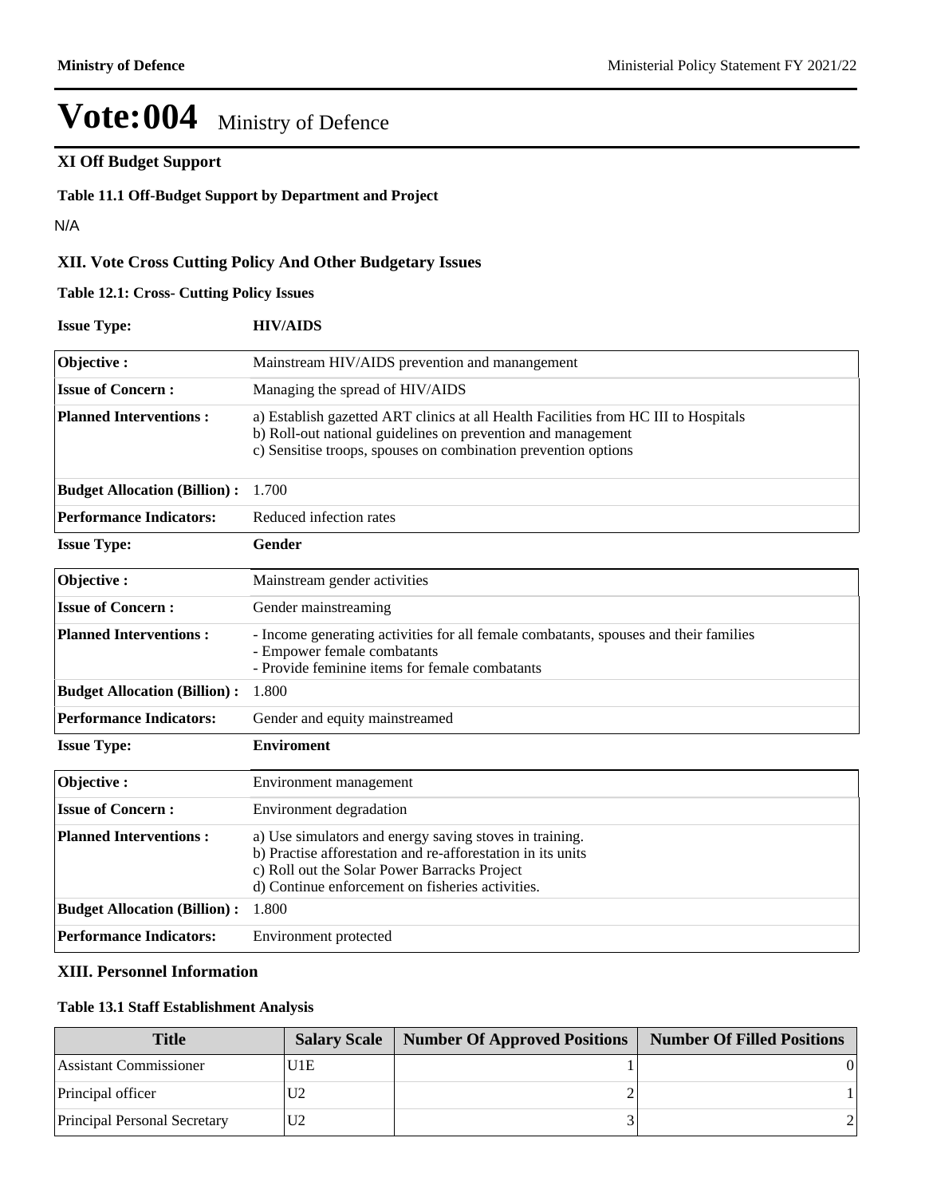# Vote:004 Ministry of Defence

## XI Off Budget Support

### Table 11.1 Off-Budget Support by Department and Project

N/A

## XII. Vote Cross Cutting Policy And Other Budgetary Issues

### Table 12.1: Cross- Cutting Policy Issues

**Issue Type:** **HIV/AIDS**

| | |
|---|---|
| **Objective :** | Mainstream HIV/AIDS prevention and manangement |
| **Issue of Concern :** | Managing the spread of HIV/AIDS |
| **Planned Interventions :** | a) Establish gazetted ART clinics at all Health Facilities from HC III to Hospitals<br>b) Roll-out national guidelines on prevention and management<br>c) Sensitise troops, spouses on combination prevention options |
| **Budget Allocation (Billion) :** | 1.700 |
| **Performance Indicators:** | Reduced infection rates |

**Issue Type:** **Gender**

| | |
|---|---|
| **Objective :** | Mainstream gender activities |
| **Issue of Concern :** | Gender mainstreaming |
| **Planned Interventions :** | - Income generating activities for all female combatants, spouses and their families<br>- Empower female combatants<br>- Provide feminine items for female combatants |
| **Budget Allocation (Billion) :** | 1.800 |
| **Performance Indicators:** | Gender and equity mainstreamed |

**Issue Type:** **Enviroment**

| | |
|---|---|
| **Objective :** | Environment management |
| **Issue of Concern :** | Environment degradation |
| **Planned Interventions :** | a) Use simulators and energy saving stoves in training.<br>b) Practise afforestation and re-afforestation in its units<br>c) Roll out the Solar Power Barracks Project<br>d) Continue enforcement on fisheries activities. |
| **Budget Allocation (Billion) :** | 1.800 |
| **Performance Indicators:** | Environment protected |

## XIII. Personnel Information

### Table 13.1 Staff Establishment Analysis

| Title | Salary Scale | Number Of Approved Positions | Number Of Filled Positions |
|---|---|---|---|
| Assistant Commissioner | U1E | 1 | 0 |
| Principal officer | U2 | 2 | 1 |
| Principal Personal Secretary | U2 | 3 | 2 |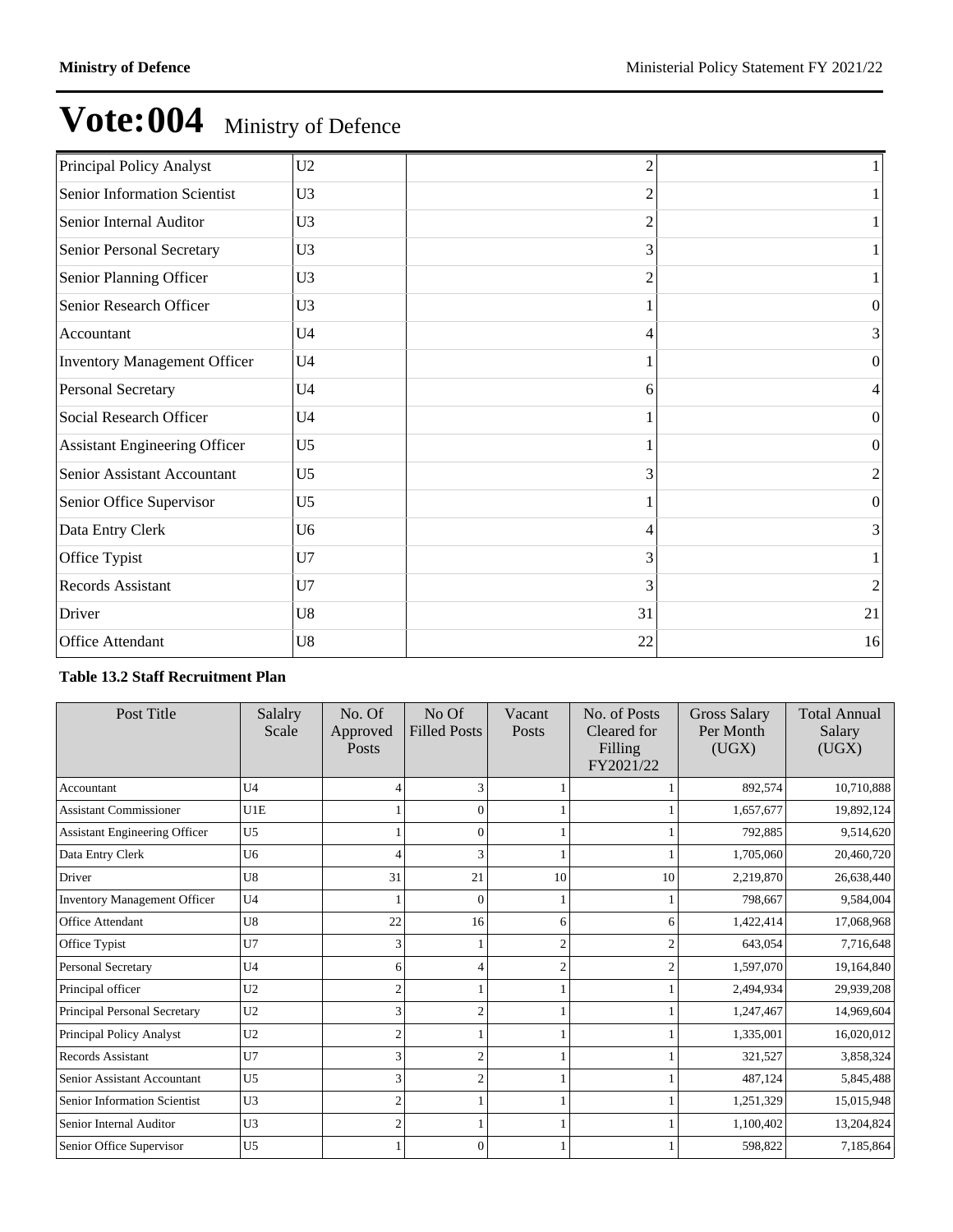# Vote:004 Ministry of Defence

| | | | |
|---|---|---|---|
| Principal Policy Analyst | U2 | 2 | 1 |
| Senior Information Scientist | U3 | 2 | 1 |
| Senior Internal Auditor | U3 | 2 | 1 |
| Senior Personal Secretary | U3 | 3 | 1 |
| Senior Planning Officer | U3 | 2 | 1 |
| Senior Research Officer | U3 | 1 | 0 |
| Accountant | U4 | 4 | 3 |
| Inventory Management Officer | U4 | 1 | 0 |
| Personal Secretary | U4 | 6 | 4 |
| Social Research Officer | U4 | 1 | 0 |
| Assistant Engineering Officer | U5 | 1 | 0 |
| Senior Assistant Accountant | U5 | 3 | 2 |
| Senior Office Supervisor | U5 | 1 | 0 |
| Data Entry Clerk | U6 | 4 | 3 |
| Office Typist | U7 | 3 | 1 |
| Records Assistant | U7 | 3 | 2 |
| Driver | U8 | 31 | 21 |
| Office Attendant | U8 | 22 | 16 |

**Table 13.2 Staff Recruitment Plan**

| Post Title | Salalry Scale | No. Of Approved Posts | No Of Filled Posts | Vacant Posts | No. of Posts Cleared for Filling FY2021/22 | Gross Salary Per Month (UGX) | Total Annual Salary (UGX) |
|---|---|---|---|---|---|---|---|
| Accountant | U4 | 4 | 3 | 1 | 1 | 892,574 | 10,710,888 |
| Assistant Commissioner | U1E | 1 | 0 | 1 | 1 | 1,657,677 | 19,892,124 |
| Assistant Engineering Officer | U5 | 1 | 0 | 1 | 1 | 792,885 | 9,514,620 |
| Data Entry Clerk | U6 | 4 | 3 | 1 | 1 | 1,705,060 | 20,460,720 |
| Driver | U8 | 31 | 21 | 10 | 10 | 2,219,870 | 26,638,440 |
| Inventory Management Officer | U4 | 1 | 0 | 1 | 1 | 798,667 | 9,584,004 |
| Office Attendant | U8 | 22 | 16 | 6 | 6 | 1,422,414 | 17,068,968 |
| Office Typist | U7 | 3 | 1 | 2 | 2 | 643,054 | 7,716,648 |
| Personal Secretary | U4 | 6 | 4 | 2 | 2 | 1,597,070 | 19,164,840 |
| Principal officer | U2 | 2 | 1 | 1 | 1 | 2,494,934 | 29,939,208 |
| Principal Personal Secretary | U2 | 3 | 2 | 1 | 1 | 1,247,467 | 14,969,604 |
| Principal Policy Analyst | U2 | 2 | 1 | 1 | 1 | 1,335,001 | 16,020,012 |
| Records Assistant | U7 | 3 | 2 | 1 | 1 | 321,527 | 3,858,324 |
| Senior Assistant Accountant | U5 | 3 | 2 | 1 | 1 | 487,124 | 5,845,488 |
| Senior Information Scientist | U3 | 2 | 1 | 1 | 1 | 1,251,329 | 15,015,948 |
| Senior Internal Auditor | U3 | 2 | 1 | 1 | 1 | 1,100,402 | 13,204,824 |
| Senior Office Supervisor | U5 | 1 | 0 | 1 | 1 | 598,822 | 7,185,864 |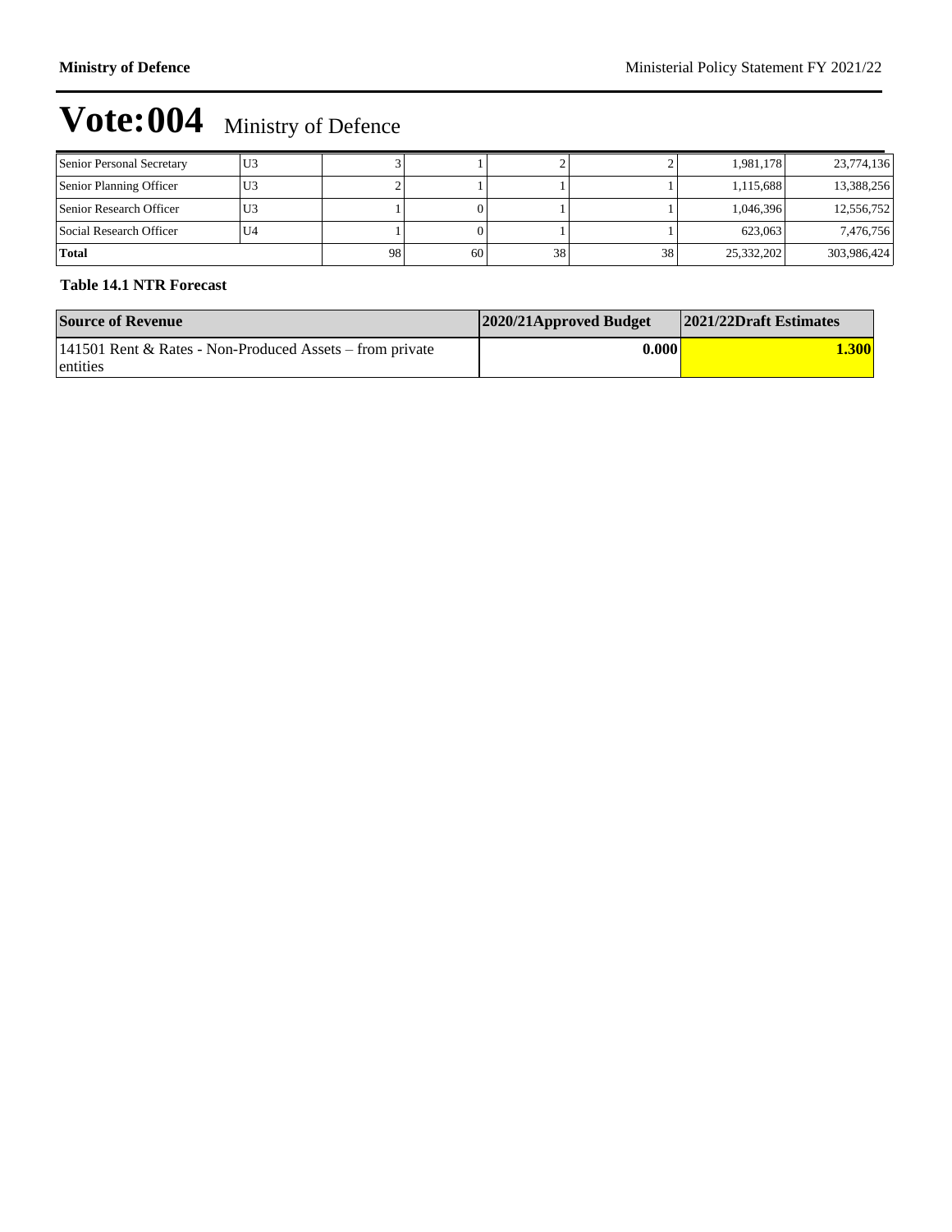# Vote:004 Ministry of Defence

| | | | | | | | |
|---|---|---|---|---|---|---|---|
| Senior Personal Secretary | U3 | 3 | 1 | 2 | 2 | 1,981,178 | 23,774,136 |
| Senior Planning Officer | U3 | 2 | 1 | 1 | 1 | 1,115,688 | 13,388,256 |
| Senior Research Officer | U3 | 1 | 0 | 1 | 1 | 1,046,396 | 12,556,752 |
| Social Research Officer | U4 | 1 | 0 | 1 | 1 | 623,063 | 7,476,756 |
| **Total** | | 98 | 60 | 38 | 38 | 25,332,202 | 303,986,424 |

**Table 14.1 NTR Forecast**

| Source of Revenue | 2020/21Approved Budget | 2021/22Draft Estimates |
|---|---|---|
| 141501 Rent & Rates - Non-Produced Assets – from private entities | **0.000** | **1.300** |